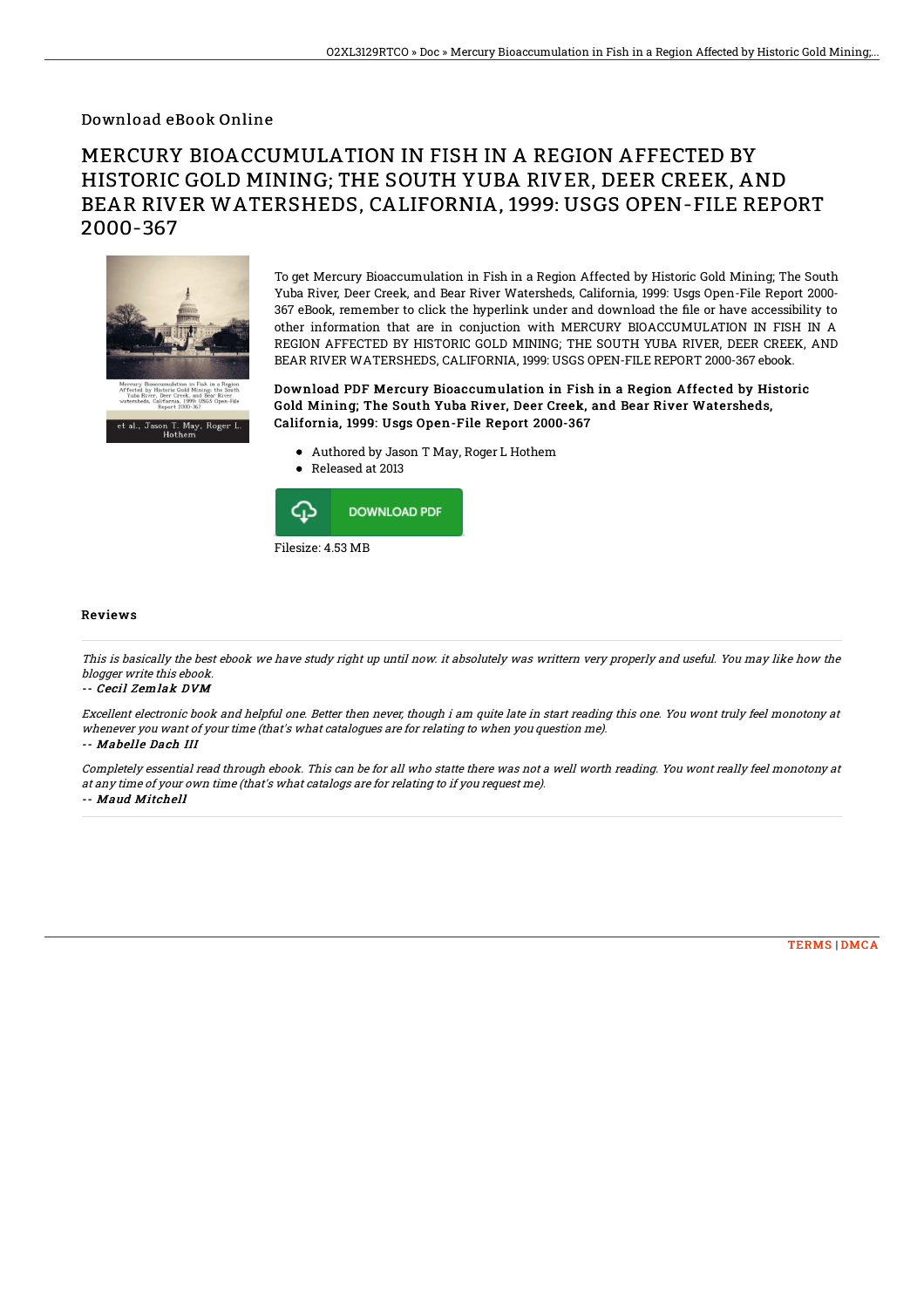Download eBook Online

# MERCURY BIOACCUMULATION IN FISH IN A REGION AFFECTED BY HISTORIC GOLD MINING; THE SOUTH YUBA RIVER, DEER CREEK, AND BEAR RIVER WATERSHEDS, CALIFORNIA, 1999: USGS OPEN-FILE REPORT 2000-367

To get Mercury Bioaccumulation in Fish in a Region Affected by Historic Gold Mining; The South Yuba River, Deer Creek, and Bear River Watersheds, California, 1999: Usgs Open-File Report 2000-367 eBook, remember to click the hyperlink under and download the file or have accessibility to other information that are in conjuction with MERCURY BIOACCUMULATION IN FISH IN A REGION AFFECTED BY HISTORIC GOLD MINING; THE SOUTH YUBA RIVER, DEER CREEK, AND BEAR RIVER WATERSHEDS, CALIFORNIA, 1999: USGS OPEN-FILE REPORT 2000-367 ebook.

### Download PDF Mercury Bioaccumulation in Fish in a Region Affected by Historic Gold Mining; The South Yuba River, Deer Creek, and Bear River Watersheds, California, 1999: Usgs Open-File Report 2000-367

- Authored by Jason T May, Roger L Hothem
- Released at 2013

DOWNLOAD PDF

Filesize: 4.53 MB

## Reviews

*This is basically the best ebook we have study right up until now. it absolutely was writtern very properly and useful. You may like how the blogger write this ebook.*

-- *Cecil Zemlak DVM*

*Excellent electronic book and helpful one. Better then never, though i am quite late in start reading this one. You wont truly feel monotony at whenever you want of your time (that's what catalogues are for relating to when you question me).*

-- *Mabelle Dach III*

*Completely essential read through ebook. This can be for all who statte there was not a well worth reading. You wont really feel monotony at at any time of your own time (that's what catalogs are for relating to if you request me).*

-- *Maud Mitchell*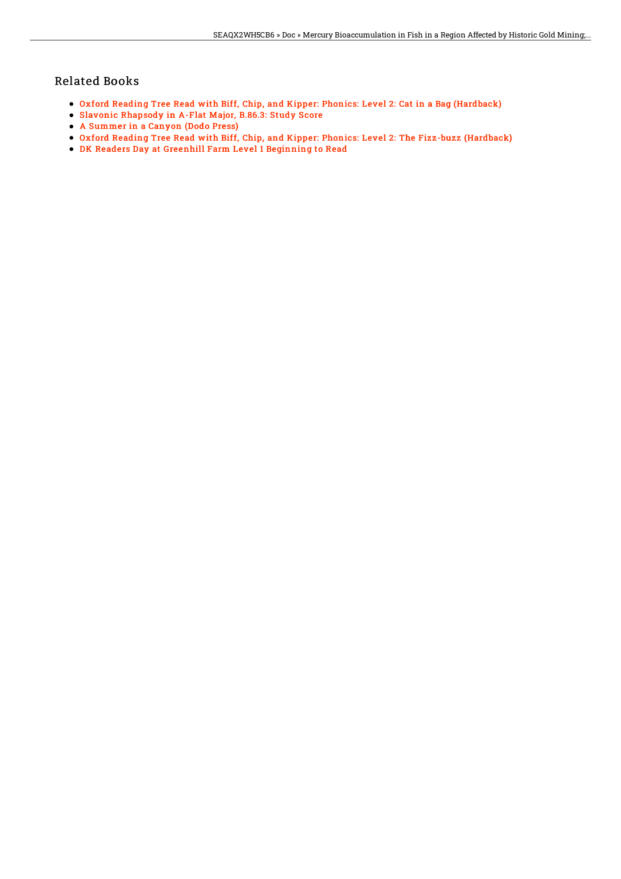## Related Books

- Oxford Reading Tree Read with Biff, Chip, and Kipper: Phonics: Level 2: Cat in a Bag (Hardback)
- Slavonic Rhapsody in A-Flat Major, B.86.3: Study Score
- A Summer in a Canyon (Dodo Press)
- Oxford Reading Tree Read with Biff, Chip, and Kipper: Phonics: Level 2: The Fizz-buzz (Hardback)
- DK Readers Day at Greenhill Farm Level 1 Beginning to Read